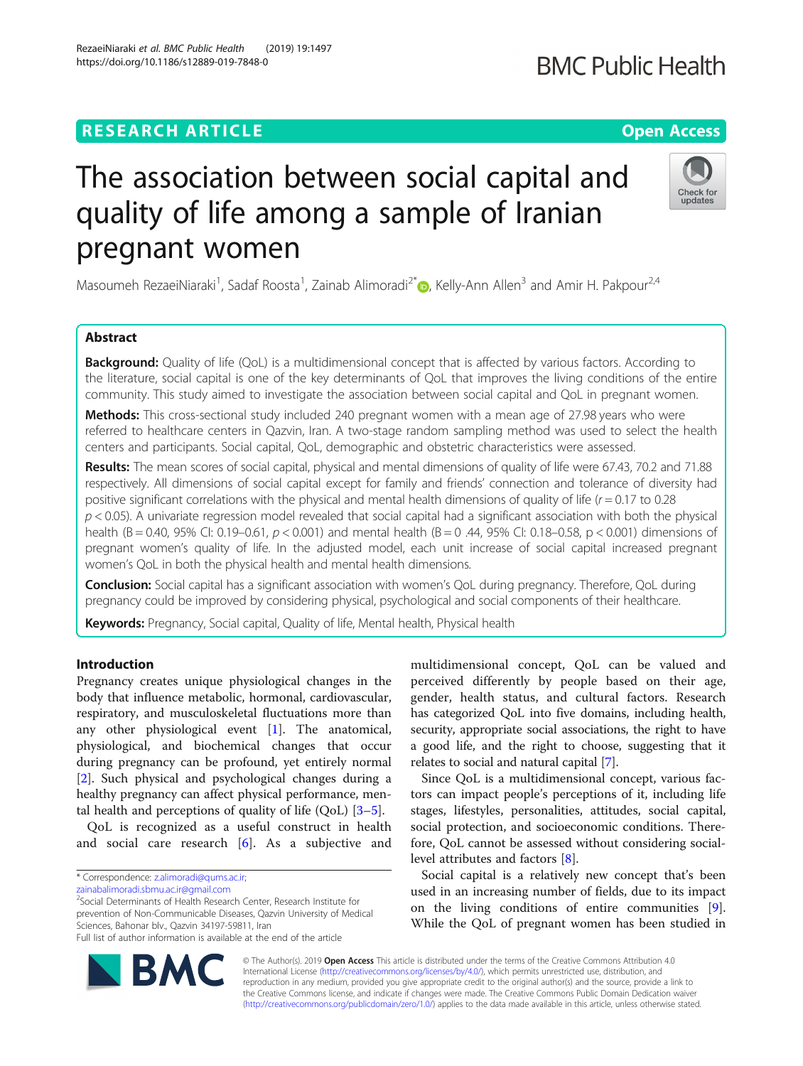RESEARCH ARTICLE

Open Access

# The association between social capital and quality of life among a sample of Iranian pregnant women

Masoumeh RezaeiNiaraki[1], Sadaf Roosta[1], Zainab Alimoradi[2*], Kelly-Ann Allen[3] and Amir H. Pakpour[2,4]

## Abstract

**Background:** Quality of life (QoL) is a multidimensional concept that is affected by various factors. According to the literature, social capital is one of the key determinants of QoL that improves the living conditions of the entire community. This study aimed to investigate the association between social capital and QoL in pregnant women.

**Methods:** This cross-sectional study included 240 pregnant women with a mean age of 27.98 years who were referred to healthcare centers in Qazvin, Iran. A two-stage random sampling method was used to select the health centers and participants. Social capital, QoL, demographic and obstetric characteristics were assessed.

**Results:** The mean scores of social capital, physical and mental dimensions of quality of life were 67.43, 70.2 and 71.88 respectively. All dimensions of social capital except for family and friends' connection and tolerance of diversity had positive significant correlations with the physical and mental health dimensions of quality of life ($r = 0.17$ to 0.28 $p < 0.05$). A univariate regression model revealed that social capital had a significant association with both the physical health ($B = 0.40$, 95% CI: 0.19–0.61, $p < 0.001$) and mental health ($B = 0.44$, 95% CI: 0.18–0.58, $p < 0.001$) dimensions of pregnant women's quality of life. In the adjusted model, each unit increase of social capital increased pregnant women's QoL in both the physical health and mental health dimensions.

**Conclusion:** Social capital has a significant association with women's QoL during pregnancy. Therefore, QoL during pregnancy could be improved by considering physical, psychological and social components of their healthcare.

**Keywords:** Pregnancy, Social capital, Quality of life, Mental health, Physical health

## Introduction

Pregnancy creates unique physiological changes in the body that influence metabolic, hormonal, cardiovascular, respiratory, and musculoskeletal fluctuations more than any other physiological event [1]. The anatomical, physiological, and biochemical changes that occur during pregnancy can be profound, yet entirely normal [2]. Such physical and psychological changes during a healthy pregnancy can affect physical performance, mental health and perceptions of quality of life (QoL) [3–5].

QoL is recognized as a useful construct in health and social care research [6]. As a subjective and multidimensional concept, QoL can be valued and perceived differently by people based on their age, gender, health status, and cultural factors. Research has categorized QoL into five domains, including health, security, appropriate social associations, the right to have a good life, and the right to choose, suggesting that it relates to social and natural capital [7].

Since QoL is a multidimensional concept, various factors can impact people's perceptions of it, including life stages, lifestyles, personalities, attitudes, social capital, social protection, and socioeconomic conditions. Therefore, QoL cannot be assessed without considering social-level attributes and factors [8].

Social capital is a relatively new concept that's been used in an increasing number of fields, due to its impact on the living conditions of entire communities [9]. While the QoL of pregnant women has been studied in

* Correspondence: z.alimoradi@qums.ac.ir; zainabalimoradi.sbmu.ac.ir@gmail.com
[2]Social Determinants of Health Research Center, Research Institute for prevention of Non-Communicable Diseases, Qazvin University of Medical Sciences, Bahonar blv., Qazvin 34197-59811, Iran
Full list of author information is available at the end of the article

© The Author(s). 2019 **Open Access** This article is distributed under the terms of the Creative Commons Attribution 4.0 International License (http://creativecommons.org/licenses/by/4.0/), which permits unrestricted use, distribution, and reproduction in any medium, provided you give appropriate credit to the original author(s) and the source, provide a link to the Creative Commons license, and indicate if changes were made. The Creative Commons Public Domain Dedication waiver (http://creativecommons.org/publicdomain/zero/1.0/) applies to the data made available in this article, unless otherwise stated.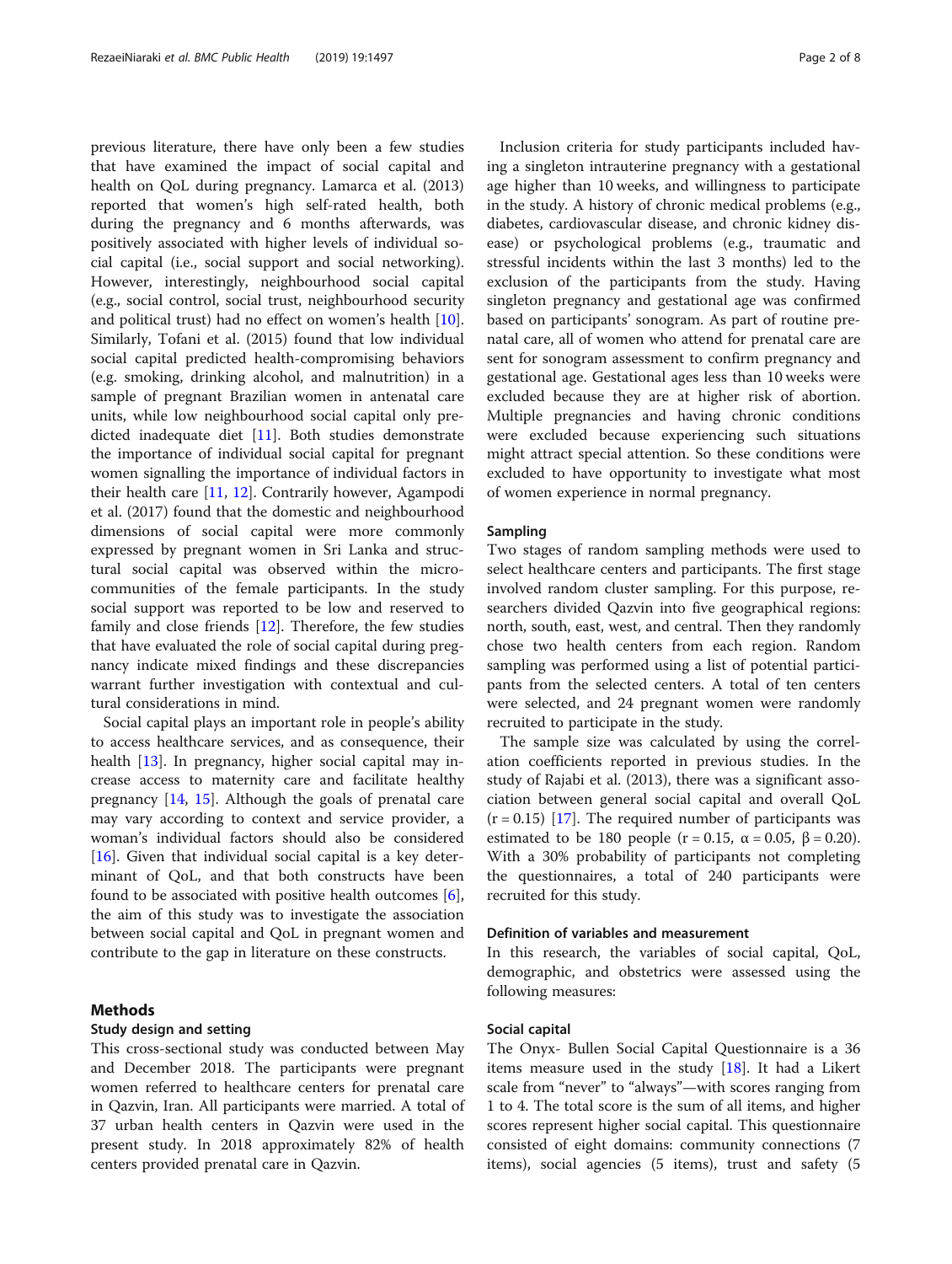previous literature, there have only been a few studies that have examined the impact of social capital and health on QoL during pregnancy. Lamarca et al. (2013) reported that women's high self-rated health, both during the pregnancy and 6 months afterwards, was positively associated with higher levels of individual social capital (i.e., social support and social networking). However, interestingly, neighbourhood social capital (e.g., social control, social trust, neighbourhood security and political trust) had no effect on women's health [10]. Similarly, Tofani et al. (2015) found that low individual social capital predicted health-compromising behaviors (e.g. smoking, drinking alcohol, and malnutrition) in a sample of pregnant Brazilian women in antenatal care units, while low neighbourhood social capital only predicted inadequate diet [11]. Both studies demonstrate the importance of individual social capital for pregnant women signalling the importance of individual factors in their health care [11, 12]. Contrarily however, Agampodi et al. (2017) found that the domestic and neighbourhood dimensions of social capital were more commonly expressed by pregnant women in Sri Lanka and structural social capital was observed within the micro-communities of the female participants. In the study social support was reported to be low and reserved to family and close friends [12]. Therefore, the few studies that have evaluated the role of social capital during pregnancy indicate mixed findings and these discrepancies warrant further investigation with contextual and cultural considerations in mind.

Social capital plays an important role in people's ability to access healthcare services, and as consequence, their health [13]. In pregnancy, higher social capital may increase access to maternity care and facilitate healthy pregnancy [14, 15]. Although the goals of prenatal care may vary according to context and service provider, a woman's individual factors should also be considered [16]. Given that individual social capital is a key determinant of QoL, and that both constructs have been found to be associated with positive health outcomes [6], the aim of this study was to investigate the association between social capital and QoL in pregnant women and contribute to the gap in literature on these constructs.

## Methods

### Study design and setting

This cross-sectional study was conducted between May and December 2018. The participants were pregnant women referred to healthcare centers for prenatal care in Qazvin, Iran. All participants were married. A total of 37 urban health centers in Qazvin were used in the present study. In 2018 approximately 82% of health centers provided prenatal care in Qazvin.

Inclusion criteria for study participants included having a singleton intrauterine pregnancy with a gestational age higher than 10 weeks, and willingness to participate in the study. A history of chronic medical problems (e.g., diabetes, cardiovascular disease, and chronic kidney disease) or psychological problems (e.g., traumatic and stressful incidents within the last 3 months) led to the exclusion of the participants from the study. Having singleton pregnancy and gestational age was confirmed based on participants' sonogram. As part of routine prenatal care, all of women who attend for prenatal care are sent for sonogram assessment to confirm pregnancy and gestational age. Gestational ages less than 10 weeks were excluded because they are at higher risk of abortion. Multiple pregnancies and having chronic conditions were excluded because experiencing such situations might attract special attention. So these conditions were excluded to have opportunity to investigate what most of women experience in normal pregnancy.

### Sampling

Two stages of random sampling methods were used to select healthcare centers and participants. The first stage involved random cluster sampling. For this purpose, researchers divided Qazvin into five geographical regions: north, south, east, west, and central. Then they randomly chose two health centers from each region. Random sampling was performed using a list of potential participants from the selected centers. A total of ten centers were selected, and 24 pregnant women were randomly recruited to participate in the study.

The sample size was calculated by using the correlation coefficients reported in previous studies. In the study of Rajabi et al. (2013), there was a significant association between general social capital and overall QoL ($r = 0.15$) [17]. The required number of participants was estimated to be 180 people ($r = 0.15$, $\alpha = 0.05$, $\beta = 0.20$). With a 30% probability of participants not completing the questionnaires, a total of 240 participants were recruited for this study.

### Definition of variables and measurement

In this research, the variables of social capital, QoL, demographic, and obstetrics were assessed using the following measures:

### Social capital

The Onyx- Bullen Social Capital Questionnaire is a 36 items measure used in the study [18]. It had a Likert scale from "never" to "always"—with scores ranging from 1 to 4. The total score is the sum of all items, and higher scores represent higher social capital. This questionnaire consisted of eight domains: community connections (7 items), social agencies (5 items), trust and safety (5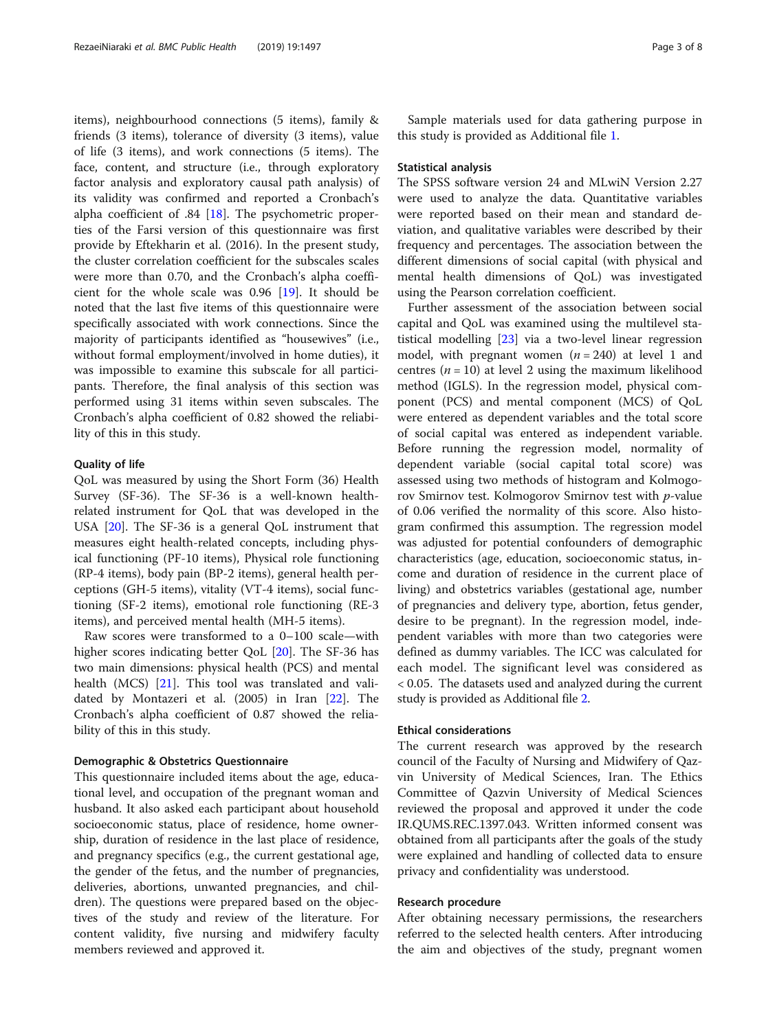items), neighbourhood connections (5 items), family & friends (3 items), tolerance of diversity (3 items), value of life (3 items), and work connections (5 items). The face, content, and structure (i.e., through exploratory factor analysis and exploratory causal path analysis) of its validity was confirmed and reported a Cronbach's alpha coefficient of .84 [18]. The psychometric properties of the Farsi version of this questionnaire was first provide by Eftekharin et al. (2016). In the present study, the cluster correlation coefficient for the subscales scales were more than 0.70, and the Cronbach's alpha coefficient for the whole scale was 0.96 [19]. It should be noted that the last five items of this questionnaire were specifically associated with work connections. Since the majority of participants identified as "housewives" (i.e., without formal employment/involved in home duties), it was impossible to examine this subscale for all participants. Therefore, the final analysis of this section was performed using 31 items within seven subscales. The Cronbach's alpha coefficient of 0.82 showed the reliability of this in this study.

#### Quality of life

QoL was measured by using the Short Form (36) Health Survey (SF-36). The SF-36 is a well-known health-related instrument for QoL that was developed in the USA [20]. The SF-36 is a general QoL instrument that measures eight health-related concepts, including physical functioning (PF-10 items), Physical role functioning (RP-4 items), body pain (BP-2 items), general health perceptions (GH-5 items), vitality (VT-4 items), social functioning (SF-2 items), emotional role functioning (RE-3 items), and perceived mental health (MH-5 items).

Raw scores were transformed to a 0–100 scale—with higher scores indicating better QoL [20]. The SF-36 has two main dimensions: physical health (PCS) and mental health (MCS) [21]. This tool was translated and validated by Montazeri et al. (2005) in Iran [22]. The Cronbach's alpha coefficient of 0.87 showed the reliability of this in this study.

#### Demographic & Obstetrics Questionnaire

This questionnaire included items about the age, educational level, and occupation of the pregnant woman and husband. It also asked each participant about household socioeconomic status, place of residence, home ownership, duration of residence in the last place of residence, and pregnancy specifics (e.g., the current gestational age, the gender of the fetus, and the number of pregnancies, deliveries, abortions, unwanted pregnancies, and children). The questions were prepared based on the objectives of the study and review of the literature. For content validity, five nursing and midwifery faculty members reviewed and approved it.

Sample materials used for data gathering purpose in this study is provided as Additional file 1.

#### Statistical analysis

The SPSS software version 24 and MLwiN Version 2.27 were used to analyze the data. Quantitative variables were reported based on their mean and standard deviation, and qualitative variables were described by their frequency and percentages. The association between the different dimensions of social capital (with physical and mental health dimensions of QoL) was investigated using the Pearson correlation coefficient.

Further assessment of the association between social capital and QoL was examined using the multilevel statistical modelling [23] via a two-level linear regression model, with pregnant women ($n = 240$) at level 1 and centres ($n = 10$) at level 2 using the maximum likelihood method (IGLS). In the regression model, physical component (PCS) and mental component (MCS) of QoL were entered as dependent variables and the total score of social capital was entered as independent variable. Before running the regression model, normality of dependent variable (social capital total score) was assessed using two methods of histogram and Kolmogorov Smirnov test. Kolmogorov Smirnov test with $p$-value of 0.06 verified the normality of this score. Also histogram confirmed this assumption. The regression model was adjusted for potential confounders of demographic characteristics (age, education, socioeconomic status, income and duration of residence in the current place of living) and obstetrics variables (gestational age, number of pregnancies and delivery type, abortion, fetus gender, desire to be pregnant). In the regression model, independent variables with more than two categories were defined as dummy variables. The ICC was calculated for each model. The significant level was considered as $< 0.05$. The datasets used and analyzed during the current study is provided as Additional file 2.

### Ethical considerations

The current research was approved by the research council of the Faculty of Nursing and Midwifery of Qazvin University of Medical Sciences, Iran. The Ethics Committee of Qazvin University of Medical Sciences reviewed the proposal and approved it under the code IR.QUMS.REC.1397.043. Written informed consent was obtained from all participants after the goals of the study were explained and handling of collected data to ensure privacy and confidentiality was understood.

### Research procedure

After obtaining necessary permissions, the researchers referred to the selected health centers. After introducing the aim and objectives of the study, pregnant women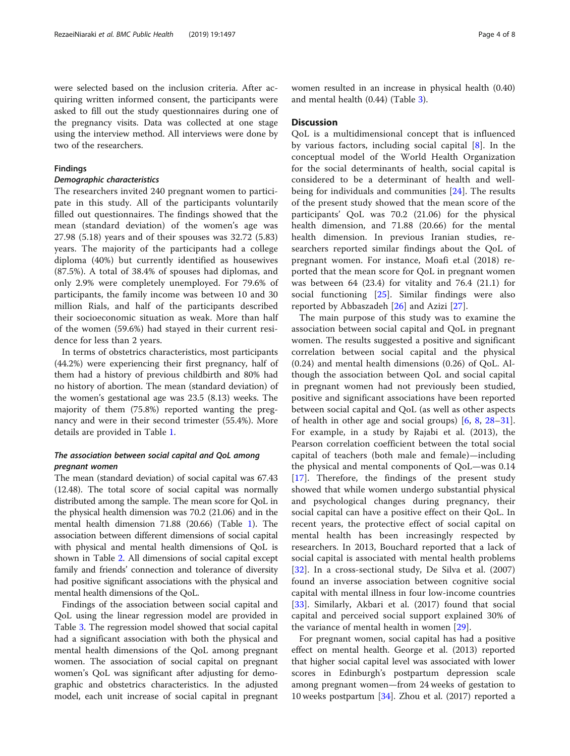were selected based on the inclusion criteria. After acquiring written informed consent, the participants were asked to fill out the study questionnaires during one of the pregnancy visits. Data was collected at one stage using the interview method. All interviews were done by two of the researchers.

## Findings

### Demographic characteristics

The researchers invited 240 pregnant women to participate in this study. All of the participants voluntarily filled out questionnaires. The findings showed that the mean (standard deviation) of the women's age was 27.98 (5.18) years and of their spouses was 32.72 (5.83) years. The majority of the participants had a college diploma (40%) but currently identified as housewives (87.5%). A total of 38.4% of spouses had diplomas, and only 2.9% were completely unemployed. For 79.6% of participants, the family income was between 10 and 30 million Rials, and half of the participants described their socioeconomic situation as weak. More than half of the women (59.6%) had stayed in their current residence for less than 2 years.

In terms of obstetrics characteristics, most participants (44.2%) were experiencing their first pregnancy, half of them had a history of previous childbirth and 80% had no history of abortion. The mean (standard deviation) of the women's gestational age was 23.5 (8.13) weeks. The majority of them (75.8%) reported wanting the pregnancy and were in their second trimester (55.4%). More details are provided in Table 1.

### The association between social capital and QoL among pregnant women

The mean (standard deviation) of social capital was 67.43 (12.48). The total score of social capital was normally distributed among the sample. The mean score for QoL in the physical health dimension was 70.2 (21.06) and in the mental health dimension 71.88 (20.66) (Table 1). The association between different dimensions of social capital with physical and mental health dimensions of QoL is shown in Table 2. All dimensions of social capital except family and friends' connection and tolerance of diversity had positive significant associations with the physical and mental health dimensions of the QoL.

Findings of the association between social capital and QoL using the linear regression model are provided in Table 3. The regression model showed that social capital had a significant association with both the physical and mental health dimensions of the QoL among pregnant women. The association of social capital on pregnant women's QoL was significant after adjusting for demographic and obstetrics characteristics. In the adjusted model, each unit increase of social capital in pregnant women resulted in an increase in physical health (0.40) and mental health (0.44) (Table 3).

## Discussion

QoL is a multidimensional concept that is influenced by various factors, including social capital [8]. In the conceptual model of the World Health Organization for the social determinants of health, social capital is considered to be a determinant of health and well-being for individuals and communities [24]. The results of the present study showed that the mean score of the participants' QoL was 70.2 (21.06) for the physical health dimension, and 71.88 (20.66) for the mental health dimension. In previous Iranian studies, researchers reported similar findings about the QoL of pregnant women. For instance, Moafi et.al (2018) reported that the mean score for QoL in pregnant women was between 64 (23.4) for vitality and 76.4 (21.1) for social functioning [25]. Similar findings were also reported by Abbaszadeh [26] and Azizi [27].

The main purpose of this study was to examine the association between social capital and QoL in pregnant women. The results suggested a positive and significant correlation between social capital and the physical (0.24) and mental health dimensions (0.26) of QoL. Although the association between QoL and social capital in pregnant women had not previously been studied, positive and significant associations have been reported between social capital and QoL (as well as other aspects of health in other age and social groups) [6, 8, 28–31]. For example, in a study by Rajabi et al. (2013), the Pearson correlation coefficient between the total social capital of teachers (both male and female)—including the physical and mental components of QoL—was 0.14 [17]. Therefore, the findings of the present study showed that while women undergo substantial physical and psychological changes during pregnancy, their social capital can have a positive effect on their QoL. In recent years, the protective effect of social capital on mental health has been increasingly respected by researchers. In 2013, Bouchard reported that a lack of social capital is associated with mental health problems [32]. In a cross-sectional study, De Silva et al. (2007) found an inverse association between cognitive social capital with mental illness in four low-income countries [33]. Similarly, Akbari et al. (2017) found that social capital and perceived social support explained 30% of the variance of mental health in women [29].

For pregnant women, social capital has had a positive effect on mental health. George et al. (2013) reported that higher social capital level was associated with lower scores in Edinburgh's postpartum depression scale among pregnant women—from 24 weeks of gestation to 10 weeks postpartum [34]. Zhou et al. (2017) reported a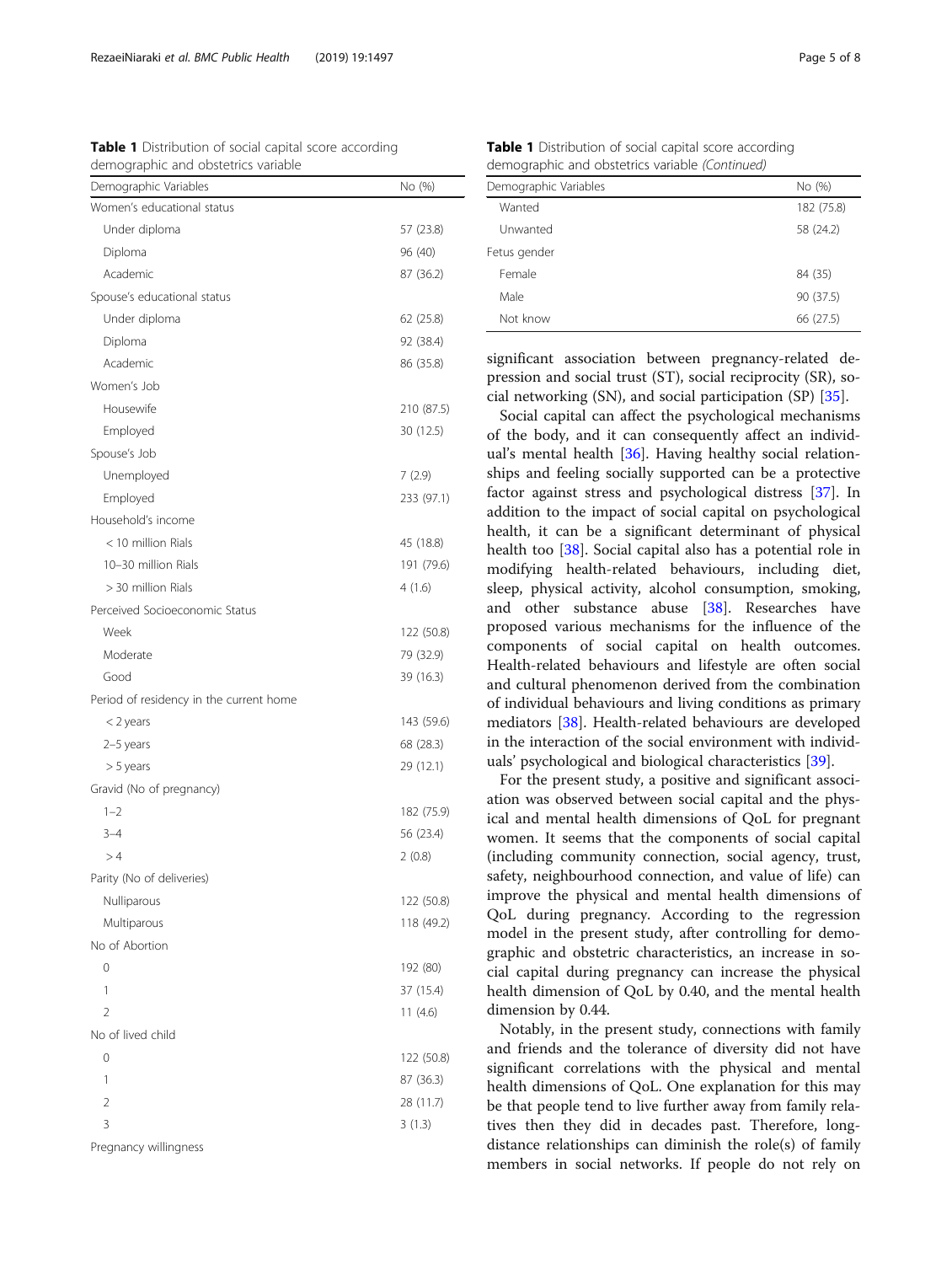**Table 1** Distribution of social capital score according demographic and obstetrics variable

| Demographic Variables | No (%) |
|---|---|
| Women's educational status | |
| Under diploma | 57 (23.8) |
| Diploma | 96 (40) |
| Academic | 87 (36.2) |
| Spouse's educational status | |
| Under diploma | 62 (25.8) |
| Diploma | 92 (38.4) |
| Academic | 86 (35.8) |
| Women's Job | |
| Housewife | 210 (87.5) |
| Employed | 30 (12.5) |
| Spouse's Job | |
| Unemployed | 7 (2.9) |
| Employed | 233 (97.1) |
| Household's income | |
| < 10 million Rials | 45 (18.8) |
| 10–30 million Rials | 191 (79.6) |
| > 30 million Rials | 4 (1.6) |
| Perceived Socioeconomic Status | |
| Week | 122 (50.8) |
| Moderate | 79 (32.9) |
| Good | 39 (16.3) |
| Period of residency in the current home | |
| < 2 years | 143 (59.6) |
| 2–5 years | 68 (28.3) |
| > 5 years | 29 (12.1) |
| Gravid (No of pregnancy) | |
| 1–2 | 182 (75.9) |
| 3–4 | 56 (23.4) |
| > 4 | 2 (0.8) |
| Parity (No of deliveries) | |
| Nulliparous | 122 (50.8) |
| Multiparous | 118 (49.2) |
| No of Abortion | |
| 0 | 192 (80) |
| 1 | 37 (15.4) |
| 2 | 11 (4.6) |
| No of lived child | |
| 0 | 122 (50.8) |
| 1 | 87 (36.3) |
| 2 | 28 (11.7) |
| 3 | 3 (1.3) |
| Pregnancy willingness | |
| Wanted | 182 (75.8) |
| Unwanted | 58 (24.2) |
| Fetus gender | |
| Female | 84 (35) |
| Male | 90 (37.5) |
| Not know | 66 (27.5) |

significant association between pregnancy-related depression and social trust (ST), social reciprocity (SR), social networking (SN), and social participation (SP) [35].

Social capital can affect the psychological mechanisms of the body, and it can consequently affect an individual's mental health [36]. Having healthy social relationships and feeling socially supported can be a protective factor against stress and psychological distress [37]. In addition to the impact of social capital on psychological health, it can be a significant determinant of physical health too [38]. Social capital also has a potential role in modifying health-related behaviours, including diet, sleep, physical activity, alcohol consumption, smoking, and other substance abuse [38]. Researches have proposed various mechanisms for the influence of the components of social capital on health outcomes. Health-related behaviours and lifestyle are often social and cultural phenomenon derived from the combination of individual behaviours and living conditions as primary mediators [38]. Health-related behaviours are developed in the interaction of the social environment with individuals' psychological and biological characteristics [39].

For the present study, a positive and significant association was observed between social capital and the physical and mental health dimensions of QoL for pregnant women. It seems that the components of social capital (including community connection, social agency, trust, safety, neighbourhood connection, and value of life) can improve the physical and mental health dimensions of QoL during pregnancy. According to the regression model in the present study, after controlling for demographic and obstetric characteristics, an increase in social capital during pregnancy can increase the physical health dimension of QoL by 0.40, and the mental health dimension by 0.44.

Notably, in the present study, connections with family and friends and the tolerance of diversity did not have significant correlations with the physical and mental health dimensions of QoL. One explanation for this may be that people tend to live further away from family relatives then they did in decades past. Therefore, long-distance relationships can diminish the role(s) of family members in social networks. If people do not rely on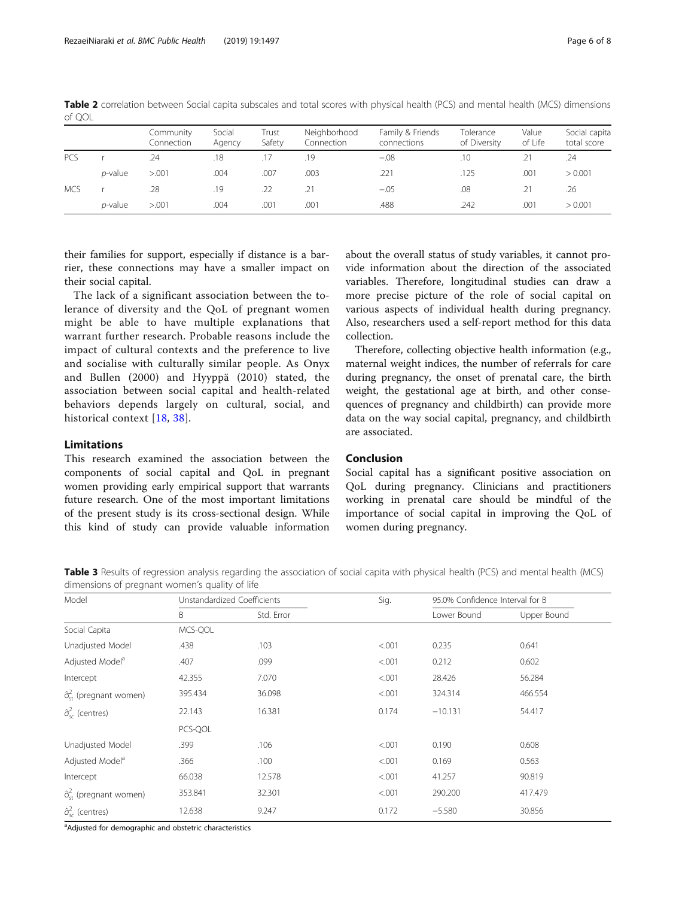**Table 2** correlation between Social capita subscales and total scores with physical health (PCS) and mental health (MCS) dimensions of QOL

| | | Community Connection | Social Agency | Trust Safety | Neighborhood Connection | Family & Friends connections | Tolerance of Diversity | Value of Life | Social capita total score |
|---|---|---|---|---|---|---|---|---|---|
| PCS | r | .24 | .18 | .17 | .19 | −.08 | .10 | .21 | .24 |
| | *p*-value | >.001 | .004 | .007 | .003 | .221 | .125 | .001 | > 0.001 |
| MCS | r | .28 | .19 | .22 | .21 | −.05 | .08 | .21 | .26 |
| | *p*-value | >.001 | .004 | .001 | .001 | .488 | .242 | .001 | > 0.001 |

their families for support, especially if distance is a barrier, these connections may have a smaller impact on their social capital.

The lack of a significant association between the tolerance of diversity and the QoL of pregnant women might be able to have multiple explanations that warrant further research. Probable reasons include the impact of cultural contexts and the preference to live and socialise with culturally similar people. As Onyx and Bullen (2000) and Hyyppä (2010) stated, the association between social capital and health-related behaviors depends largely on cultural, social, and historical context [18, 38].

## Limitations

This research examined the association between the components of social capital and QoL in pregnant women providing early empirical support that warrants future research. One of the most important limitations of the present study is its cross-sectional design. While this kind of study can provide valuable information about the overall status of study variables, it cannot provide information about the direction of the associated variables. Therefore, longitudinal studies can draw a more precise picture of the role of social capital on various aspects of individual health during pregnancy. Also, researchers used a self-report method for this data collection.

Therefore, collecting objective health information (e.g., maternal weight indices, the number of referrals for care during pregnancy, the onset of prenatal care, the birth weight, the gestational age at birth, and other consequences of pregnancy and childbirth) can provide more data on the way social capital, pregnancy, and childbirth are associated.

## Conclusion

Social capital has a significant positive association on QoL during pregnancy. Clinicians and practitioners working in prenatal care should be mindful of the importance of social capital in improving the QoL of women during pregnancy.

**Table 3** Results of regression analysis regarding the association of social capita with physical health (PCS) and mental health (MCS) dimensions of pregnant women's quality of life

| Model | Unstandardized Coefficients | | Sig. | 95.0% Confidence Interval for B | |
|---|---|---|---|---|---|
| | B | Std. Error | | Lower Bound | Upper Bound |
| Social Capita | MCS-QOL | | | | |
| Unadjusted Model | .438 | .103 | <.001 | 0.235 | 0.641 |
| Adjusted Model[a] | .407 | .099 | <.001 | 0.212 | 0.602 |
| Intercept | 42.355 | 7.070 | <.001 | 28.426 | 56.284 |
| $\hat{\sigma}^2_{st}$ (pregnant women) | 395.434 | 36.098 | <.001 | 324.314 | 466.554 |
| $\hat{\sigma}^2_{sc}$ (centres) | 22.143 | 16.381 | 0.174 | −10.131 | 54.417 |
| | PCS-QOL | | | | |
| Unadjusted Model | .399 | .106 | <.001 | 0.190 | 0.608 |
| Adjusted Model[a] | .366 | .100 | <.001 | 0.169 | 0.563 |
| Intercept | 66.038 | 12.578 | <.001 | 41.257 | 90.819 |
| $\hat{\sigma}^2_{st}$ (pregnant women) | 353.841 | 32.301 | <.001 | 290.200 | 417.479 |
| $\hat{\sigma}^2_{sc}$ (centres) | 12.638 | 9.247 | 0.172 | −5.580 | 30.856 |

[a]Adjusted for demographic and obstetric characteristics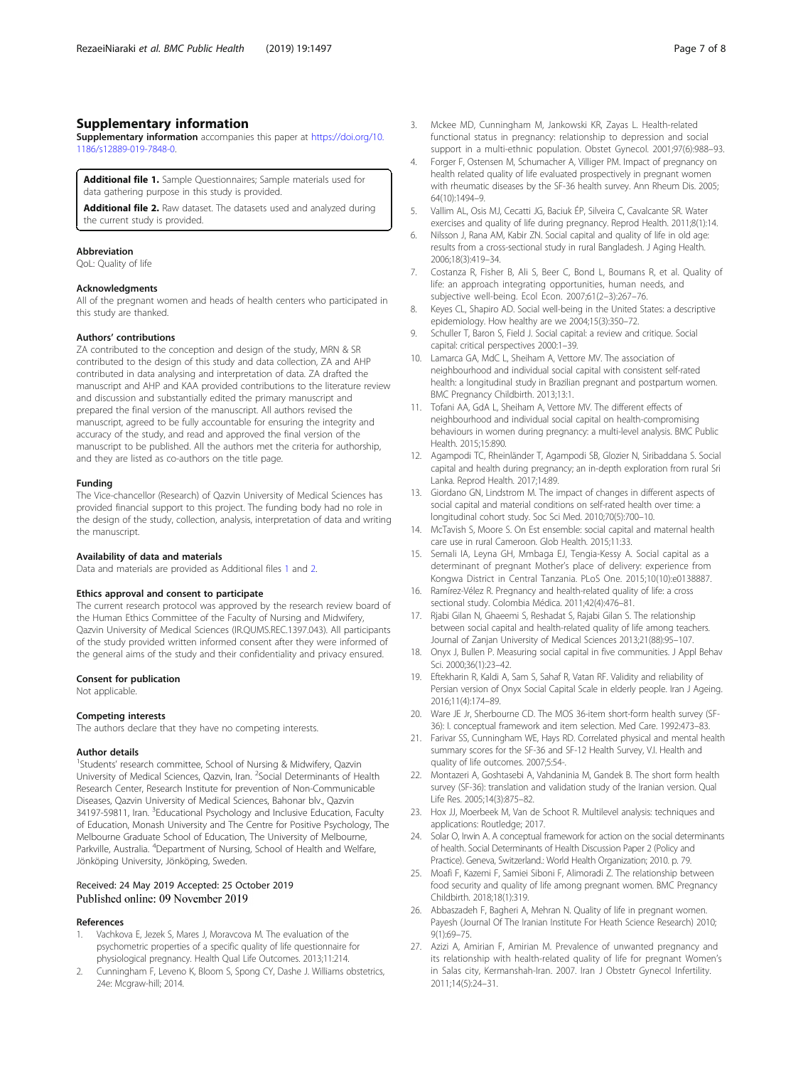## Supplementary information

**Supplementary information** accompanies this paper at https://doi.org/10.1186/s12889-019-7848-0.

**Additional file 1.** Sample Questionnaires; Sample materials used for data gathering purpose in this study is provided.

**Additional file 2.** Raw dataset. The datasets used and analyzed during the current study is provided.

### Abbreviation

QoL: Quality of life

### Acknowledgments

All of the pregnant women and heads of health centers who participated in this study are thanked.

### Authors' contributions

ZA contributed to the conception and design of the study, MRN & SR contributed to the design of this study and data collection, ZA and AHP contributed in data analysing and interpretation of data. ZA drafted the manuscript and AHP and KAA provided contributions to the literature review and discussion and substantially edited the primary manuscript and prepared the final version of the manuscript. All authors revised the manuscript, agreed to be fully accountable for ensuring the integrity and accuracy of the study, and read and approved the final version of the manuscript to be published. All the authors met the criteria for authorship, and they are listed as co-authors on the title page.

### Funding

The Vice-chancellor (Research) of Qazvin University of Medical Sciences has provided financial support to this project. The funding body had no role in the design of the study, collection, analysis, interpretation of data and writing the manuscript.

### Availability of data and materials

Data and materials are provided as Additional files 1 and 2.

### Ethics approval and consent to participate

The current research protocol was approved by the research review board of the Human Ethics Committee of the Faculty of Nursing and Midwifery, Qazvin University of Medical Sciences (IR.QUMS.REC.1397.043). All participants of the study provided written informed consent after they were informed of the general aims of the study and their confidentiality and privacy ensured.

### Consent for publication

Not applicable.

### Competing interests

The authors declare that they have no competing interests.

### Author details

[1]Students' research committee, School of Nursing & Midwifery, Qazvin University of Medical Sciences, Qazvin, Iran. [2]Social Determinants of Health Research Center, Research Institute for prevention of Non-Communicable Diseases, Qazvin University of Medical Sciences, Bahonar blv., Qazvin 34197-59811, Iran. [3]Educational Psychology and Inclusive Education, Faculty of Education, Monash University and The Centre for Positive Psychology, The Melbourne Graduate School of Education, The University of Melbourne, Parkville, Australia. [4]Department of Nursing, School of Health and Welfare, Jönköping University, Jönköping, Sweden.

Received: 24 May 2019 Accepted: 25 October 2019
Published online: 09 November 2019

### References

1. Vachkova E, Jezek S, Mares J, Moravcova M. The evaluation of the psychometric properties of a specific quality of life questionnaire for physiological pregnancy. Health Qual Life Outcomes. 2013;11:214.
2. Cunningham F, Leveno K, Bloom S, Spong CY, Dashe J. Williams obstetrics, 24e: Mcgraw-hill; 2014.
3. Mckee MD, Cunningham M, Jankowski KR, Zayas L. Health-related functional status in pregnancy: relationship to depression and social support in a multi-ethnic population. Obstet Gynecol. 2001;97(6):988–93.
4. Forger F, Ostensen M, Schumacher A, Villiger PM. Impact of pregnancy on health related quality of life evaluated prospectively in pregnant women with rheumatic diseases by the SF-36 health survey. Ann Rheum Dis. 2005; 64(10):1494–9.
5. Vallim AL, Osis MJ, Cecatti JG, Baciuk ÉP, Silveira C, Cavalcante SR. Water exercises and quality of life during pregnancy. Reprod Health. 2011;8(1):14.
6. Nilsson J, Rana AM, Kabir ZN. Social capital and quality of life in old age: results from a cross-sectional study in rural Bangladesh. J Aging Health. 2006;18(3):419–34.
7. Costanza R, Fisher B, Ali S, Beer C, Bond L, Boumans R, et al. Quality of life: an approach integrating opportunities, human needs, and subjective well-being. Ecol Econ. 2007;61(2–3):267–76.
8. Keyes CL, Shapiro AD. Social well-being in the United States: a descriptive epidemiology. How healthy are we 2004;15(3):350–72.
9. Schuller T, Baron S, Field J. Social capital: a review and critique. Social capital: critical perspectives 2000:1–39.
10. Lamarca GA, MdC L, Sheiham A, Vettore MV. The association of neighbourhood and individual social capital with consistent self-rated health: a longitudinal study in Brazilian pregnant and postpartum women. BMC Pregnancy Childbirth. 2013;13:1.
11. Tofani AA, GdA L, Sheiham A, Vettore MV. The different effects of neighbourhood and individual social capital on health-compromising behaviours in women during pregnancy: a multi-level analysis. BMC Public Health. 2015;15:890.
12. Agampodi TC, Rheinländer T, Agampodi SB, Glozier N, Siribaddana S. Social capital and health during pregnancy; an in-depth exploration from rural Sri Lanka. Reprod Health. 2017;14:89.
13. Giordano GN, Lindstrom M. The impact of changes in different aspects of social capital and material conditions on self-rated health over time: a longitudinal cohort study. Soc Sci Med. 2010;70(5):700–10.
14. McTavish S, Moore S. On Est ensemble: social capital and maternal health care use in rural Cameroon. Glob Health. 2015;11:33.
15. Semali IA, Leyna GH, Mmbaga EJ, Tengia-Kessy A. Social capital as a determinant of pregnant Mother's place of delivery: experience from Kongwa District in Central Tanzania. PLoS One. 2015;10(10):e0138887.
16. Ramírez-Vélez R. Pregnancy and health-related quality of life: a cross sectional study. Colombia Médica. 2011;42(4):476–81.
17. Rjabi Gilan N, Ghaeemi S, Reshadat S, Rajabi Gilan S. The relationship between social capital and health-related quality of life among teachers. Journal of Zanjan University of Medical Sciences 2013;21(88):95–107.
18. Onyx J, Bullen P. Measuring social capital in five communities. J Appl Behav Sci. 2000;36(1):23–42.
19. Eftekharin R, Kaldi A, Sam S, Sahaf R, Vatan RF. Validity and reliability of Persian version of Onyx Social Capital Scale in elderly people. Iran J Ageing. 2016;11(4):174–89.
20. Ware JE Jr, Sherbourne CD. The MOS 36-item short-form health survey (SF-36): I. conceptual framework and item selection. Med Care. 1992:473–83.
21. Farivar SS, Cunningham WE, Hays RD. Correlated physical and mental health summary scores for the SF-36 and SF-12 Health Survey, V.I. Health and quality of life outcomes. 2007;5:54-.
22. Montazeri A, Goshtasebi A, Vahdaninia M, Gandek B. The short form health survey (SF-36): translation and validation study of the Iranian version. Qual Life Res. 2005;14(3):875–82.
23. Hox JJ, Moerbeek M, Van de Schoot R. Multilevel analysis: techniques and applications: Routledge; 2017.
24. Solar O, Irwin A. A conceptual framework for action on the social determinants of health. Social Determinants of Health Discussion Paper 2 (Policy and Practice). Geneva, Switzerland.: World Health Organization; 2010. p. 79.
25. Moafi F, Kazemi F, Samiei Siboni F, Alimoradi Z. The relationship between food security and quality of life among pregnant women. BMC Pregnancy Childbirth. 2018;18(1):319.
26. Abbaszadeh F, Bagheri A, Mehran N. Quality of life in pregnant women. Payesh (Journal Of The Iranian Institute For Heath Science Research) 2010; 9(1):69–75.
27. Azizi A, Amirian F, Amirian M. Prevalence of unwanted pregnancy and its relationship with health-related quality of life for pregnant Women's in Salas city, Kermanshah-Iran. 2007. Iran J Obstetr Gynecol Infertility. 2011;14(5):24–31.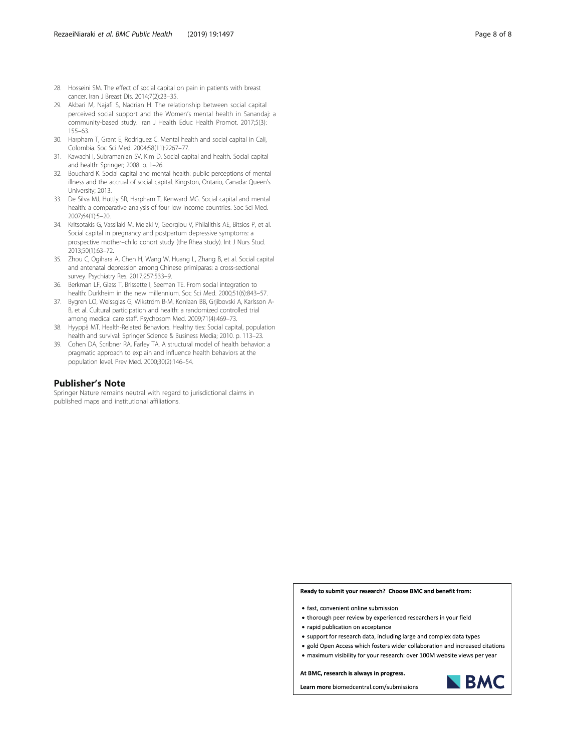28. Hosseini SM. The effect of social capital on pain in patients with breast cancer. Iran J Breast Dis. 2014;7(2):23–35.
29. Akbari M, Najafi S, Nadrian H. The relationship between social capital perceived social support and the Women's mental health in Sanandaj: a community-based study. Iran J Health Educ Health Promot. 2017;5(3): 155–63.
30. Harpham T, Grant E, Rodriguez C. Mental health and social capital in Cali, Colombia. Soc Sci Med. 2004;58(11):2267–77.
31. Kawachi I, Subramanian SV, Kim D. Social capital and health. Social capital and health: Springer; 2008. p. 1–26.
32. Bouchard K. Social capital and mental health: public perceptions of mental illness and the accrual of social capital. Kingston, Ontario, Canada: Queen's University; 2013.
33. De Silva MJ, Huttly SR, Harpham T, Kenward MG. Social capital and mental health: a comparative analysis of four low income countries. Soc Sci Med. 2007;64(1):5–20.
34. Kritsotakis G, Vassilaki M, Melaki V, Georgiou V, Philalithis AE, Bitsios P, et al. Social capital in pregnancy and postpartum depressive symptoms: a prospective mother–child cohort study (the Rhea study). Int J Nurs Stud. 2013;50(1):63–72.
35. Zhou C, Ogihara A, Chen H, Wang W, Huang L, Zhang B, et al. Social capital and antenatal depression among Chinese primiparas: a cross-sectional survey. Psychiatry Res. 2017;257:533–9.
36. Berkman LF, Glass T, Brissette I, Seeman TE. From social integration to health: Durkheim in the new millennium. Soc Sci Med. 2000;51(6):843–57.
37. Bygren LO, Weissglas G, Wikström B-M, Konlaan BB, Grjibovski A, Karlsson A-B, et al. Cultural participation and health: a randomized controlled trial among medical care staff. Psychosom Med. 2009;71(4):469–73.
38. Hyyppä MT. Health-Related Behaviors. Healthy ties: Social capital, population health and survival: Springer Science & Business Media; 2010. p. 113–23.
39. Cohen DA, Scribner RA, Farley TA. A structural model of health behavior: a pragmatic approach to explain and influence health behaviors at the population level. Prev Med. 2000;30(2):146–54.

## Publisher's Note

Springer Nature remains neutral with regard to jurisdictional claims in published maps and institutional affiliations.

**Ready to submit your research? Choose BMC and benefit from:**

- fast, convenient online submission
- thorough peer review by experienced researchers in your field
- rapid publication on acceptance
- support for research data, including large and complex data types
- gold Open Access which fosters wider collaboration and increased citations
- maximum visibility for your research: over 100M website views per year

**At BMC, research is always in progress.**

**Learn more** biomedcentral.com/submissions

BMC